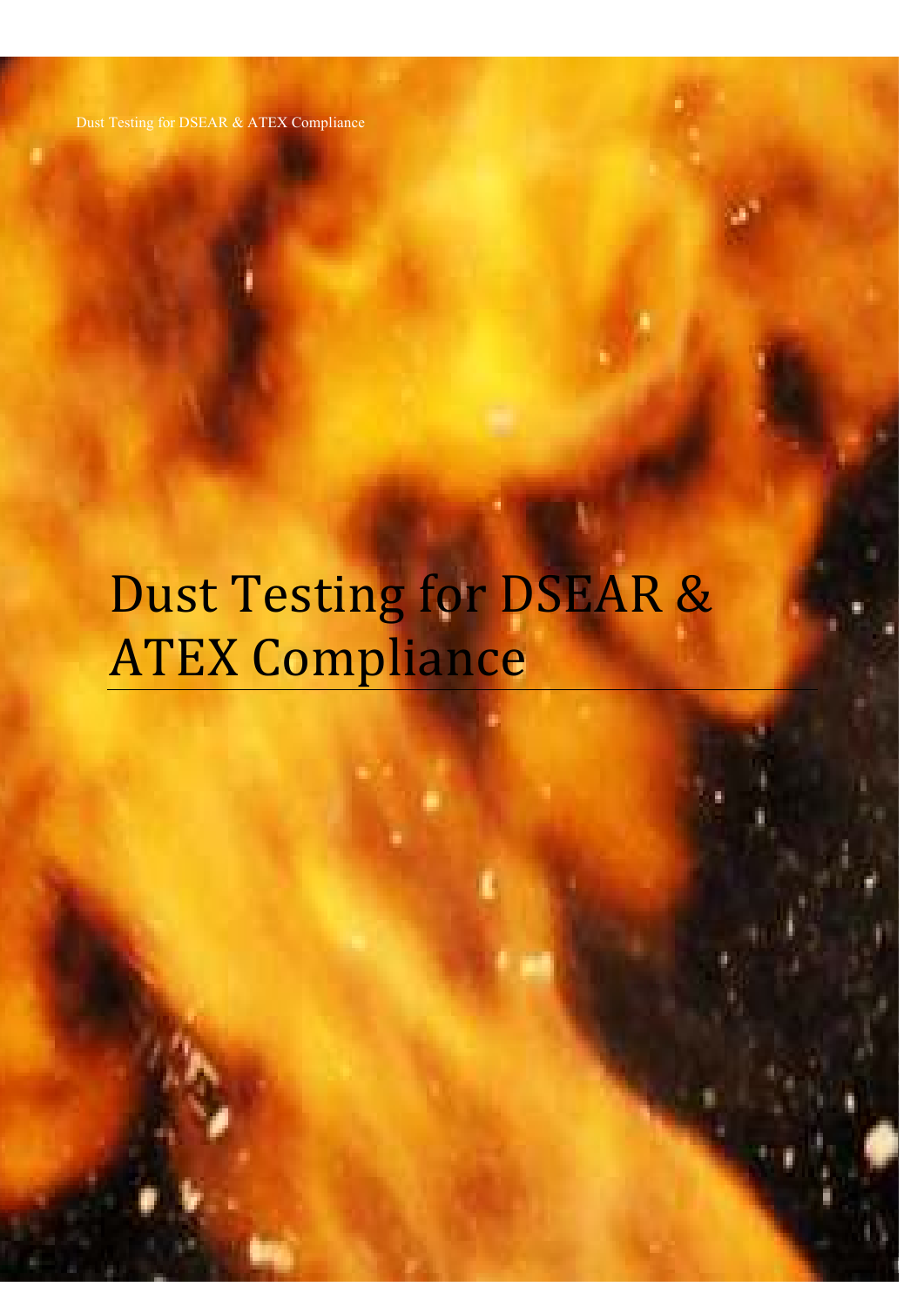# Dust Testing for DSEAR & ATEX Compliance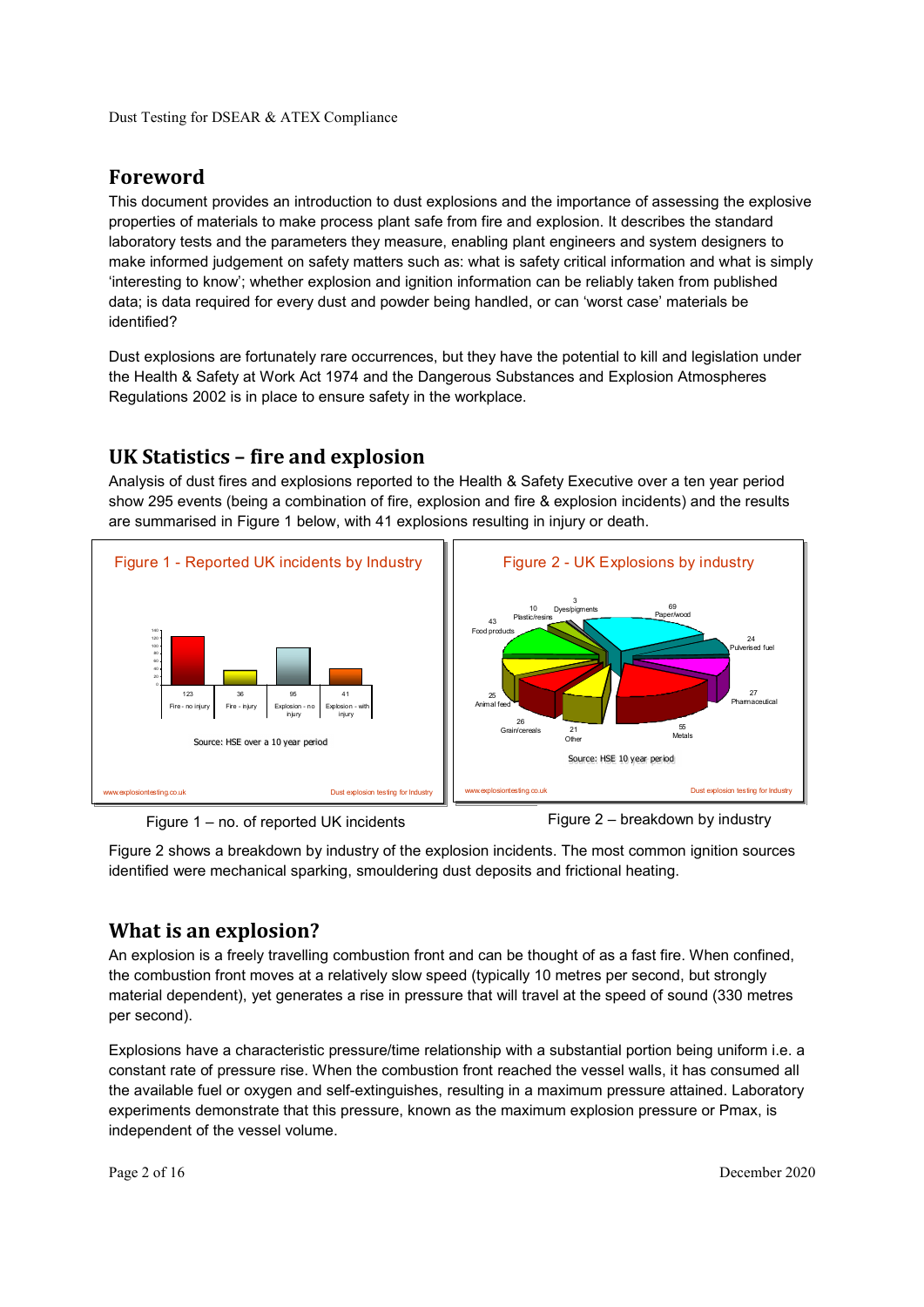## Foreword

This document provides an introduction to dust explosions and the importance of assessing the explosive properties of materials to make process plant safe from fire and explosion. It describes the standard laboratory tests and the parameters they measure, enabling plant engineers and system designers to make informed judgement on safety matters such as: what is safety critical information and what is simply 'interesting to know'; whether explosion and ignition information can be reliably taken from published data; is data required for every dust and powder being handled, or can 'worst case' materials be identified?

Dust explosions are fortunately rare occurrences, but they have the potential to kill and legislation under the Health & Safety at Work Act 1974 and the Dangerous Substances and Explosion Atmospheres Regulations 2002 is in place to ensure safety in the workplace.

## UK Statistics – fire and explosion

Analysis of dust fires and explosions reported to the Health & Safety Executive over a ten year period show 295 events (being a combination of fire, explosion and fire & explosion incidents) and the results are summarised in Figure 1 below, with 41 explosions resulting in injury or death.

Figure 1 - Reported UK incidents by Industry

| Fire - no injury | Fire - injury | Explosion - no injury | Explosion - with injury |
|---|---|---|---|
| 123 | 36 | 95 | 41 |

Source: HSE over a 10 year period

Figure 1 – no. of reported UK incidents

Figure 2 - UK Explosions by industry

| Industry | Explosions |
|---|---|
| Paper/wood | 69 |
| Pulverised fuel | 24 |
| Pharmaceutical | 27 |
| Metals | 55 |
| Other | 21 |
| Grain/cereals | 26 |
| Animal feed | 25 |
| Food products | 43 |
| Plastic/resins | 10 |
| Dyes/pigments | 3 |

Source: HSE 10 year period

Figure 2 – breakdown by industry

Figure 2 shows a breakdown by industry of the explosion incidents. The most common ignition sources identified were mechanical sparking, smouldering dust deposits and frictional heating.

## What is an explosion?

An explosion is a freely travelling combustion front and can be thought of as a fast fire. When confined, the combustion front moves at a relatively slow speed (typically 10 metres per second, but strongly material dependent), yet generates a rise in pressure that will travel at the speed of sound (330 metres per second).

Explosions have a characteristic pressure/time relationship with a substantial portion being uniform i.e. a constant rate of pressure rise. When the combustion front reached the vessel walls, it has consumed all the available fuel or oxygen and self-extinguishes, resulting in a maximum pressure attained. Laboratory experiments demonstrate that this pressure, known as the maximum explosion pressure or Pmax, is independent of the vessel volume.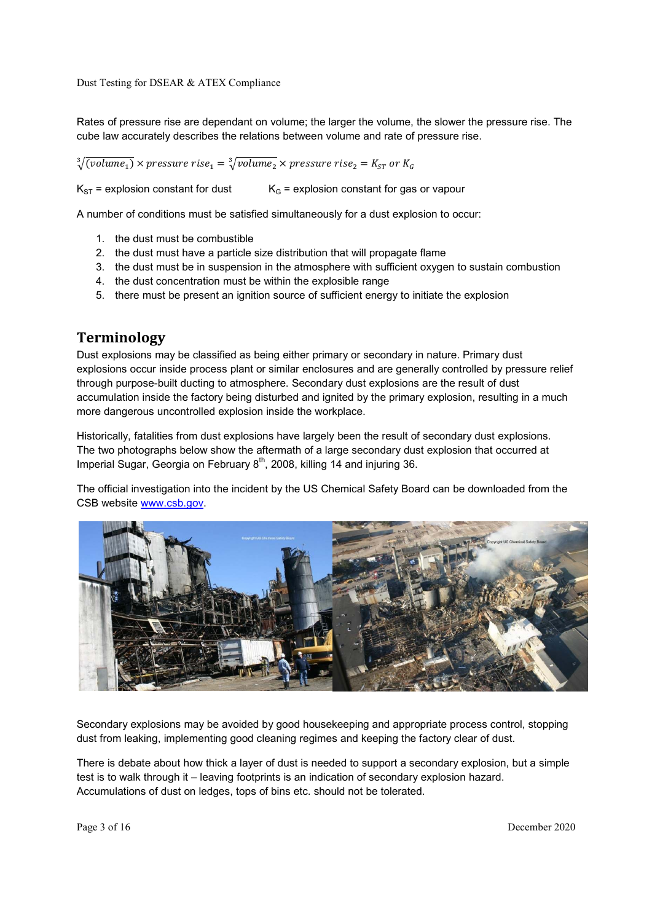Rates of pressure rise are dependant on volume; the larger the volume, the slower the pressure rise. The cube law accurately describes the relations between volume and rate of pressure rise.

$$\sqrt[3]{(volume_1)} \times pressure\ rise_1 = \sqrt[3]{volume_2} \times pressure\ rise_2 = K_{ST}\ or\ K_G$$

$K_{ST}$ = explosion constant for dust $K_G$ = explosion constant for gas or vapour

A number of conditions must be satisfied simultaneously for a dust explosion to occur:

1. the dust must be combustible
2. the dust must have a particle size distribution that will propagate flame
3. the dust must be in suspension in the atmosphere with sufficient oxygen to sustain combustion
4. the dust concentration must be within the explosible range
5. there must be present an ignition source of sufficient energy to initiate the explosion

## Terminology

Dust explosions may be classified as being either primary or secondary in nature. Primary dust explosions occur inside process plant or similar enclosures and are generally controlled by pressure relief through purpose-built ducting to atmosphere. Secondary dust explosions are the result of dust accumulation inside the factory being disturbed and ignited by the primary explosion, resulting in a much more dangerous uncontrolled explosion inside the workplace.

Historically, fatalities from dust explosions have largely been the result of secondary dust explosions. The two photographs below show the aftermath of a large secondary dust explosion that occurred at Imperial Sugar, Georgia on February 8th, 2008, killing 14 and injuring 36.

The official investigation into the incident by the US Chemical Safety Board can be downloaded from the CSB website www.csb.gov.

Secondary explosions may be avoided by good housekeeping and appropriate process control, stopping dust from leaking, implementing good cleaning regimes and keeping the factory clear of dust.

There is debate about how thick a layer of dust is needed to support a secondary explosion, but a simple test is to walk through it – leaving footprints is an indication of secondary explosion hazard. Accumulations of dust on ledges, tops of bins etc. should not be tolerated.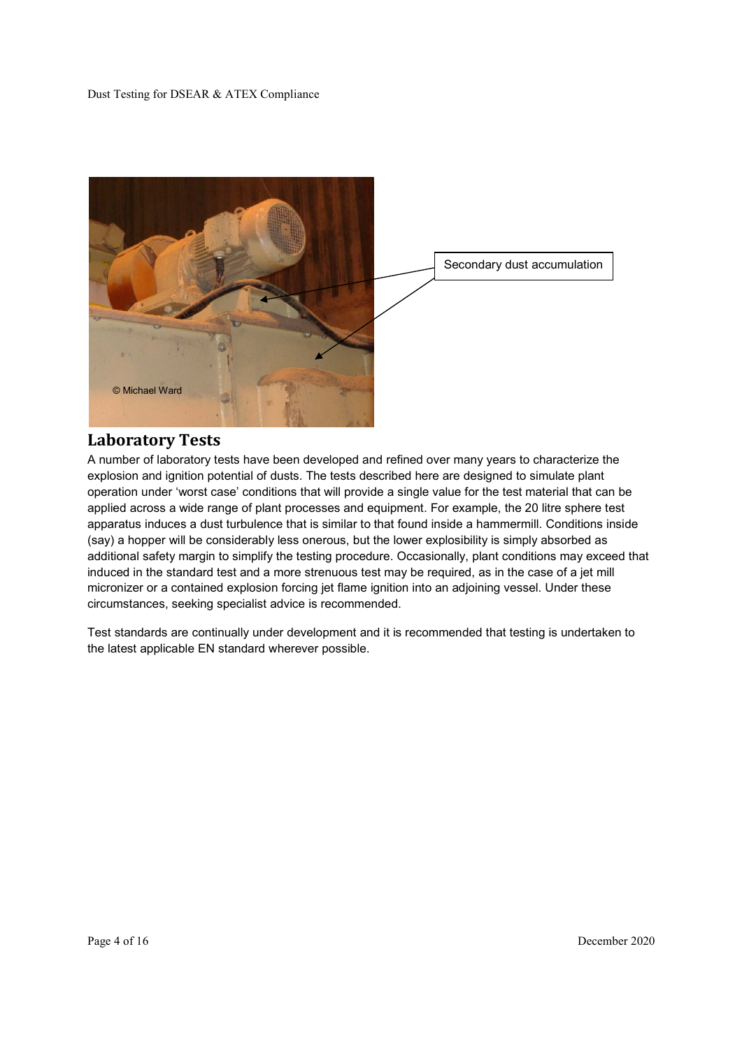Secondary dust accumulation

© Michael Ward

## Laboratory Tests

A number of laboratory tests have been developed and refined over many years to characterize the explosion and ignition potential of dusts. The tests described here are designed to simulate plant operation under 'worst case' conditions that will provide a single value for the test material that can be applied across a wide range of plant processes and equipment. For example, the 20 litre sphere test apparatus induces a dust turbulence that is similar to that found inside a hammermill. Conditions inside (say) a hopper will be considerably less onerous, but the lower explosibility is simply absorbed as additional safety margin to simplify the testing procedure. Occasionally, plant conditions may exceed that induced in the standard test and a more strenuous test may be required, as in the case of a jet mill micronizer or a contained explosion forcing jet flame ignition into an adjoining vessel. Under these circumstances, seeking specialist advice is recommended.

Test standards are continually under development and it is recommended that testing is undertaken to the latest applicable EN standard wherever possible.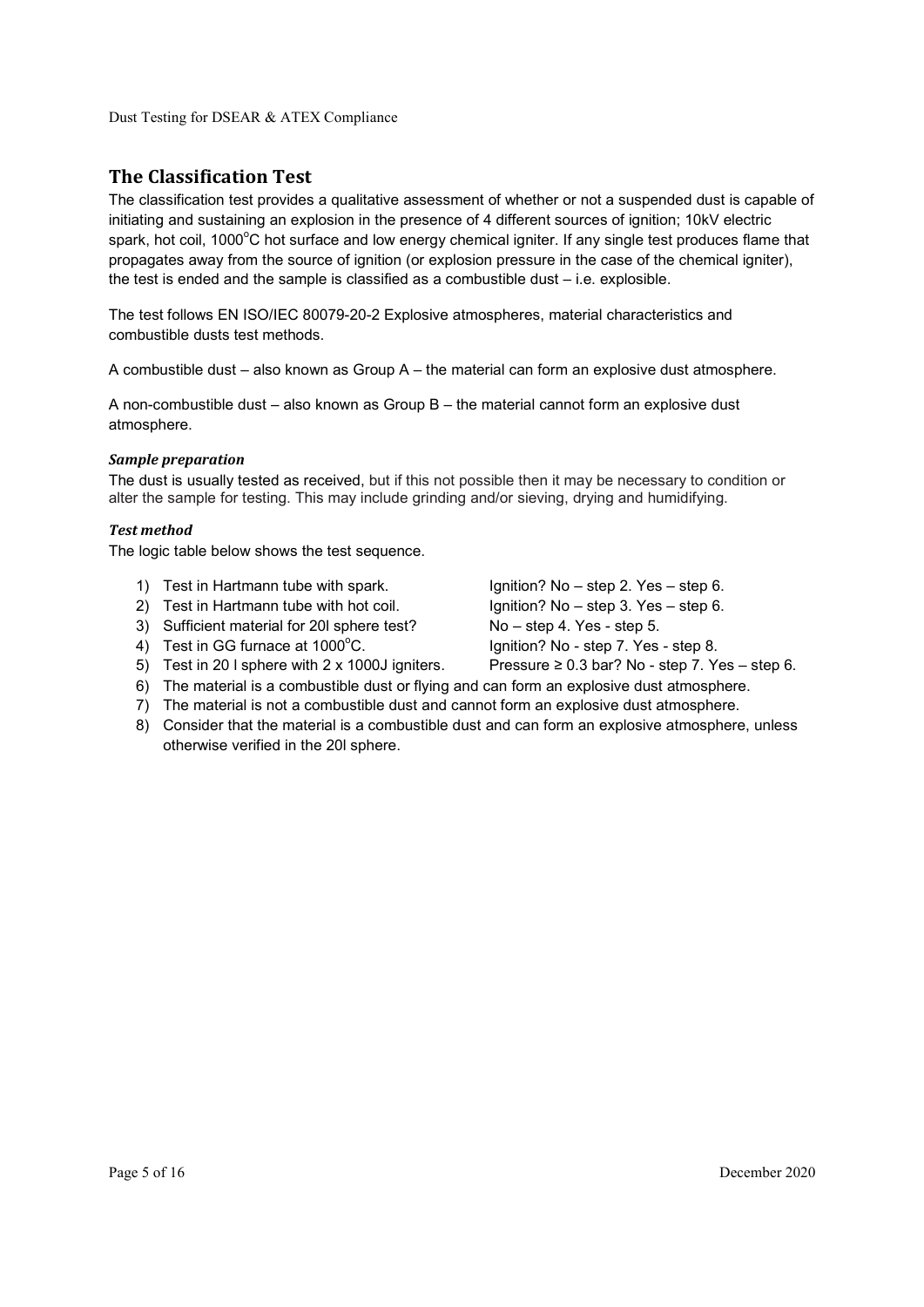## The Classification Test

The classification test provides a qualitative assessment of whether or not a suspended dust is capable of initiating and sustaining an explosion in the presence of 4 different sources of ignition; 10kV electric spark, hot coil, 1000°C hot surface and low energy chemical igniter. If any single test produces flame that propagates away from the source of ignition (or explosion pressure in the case of the chemical igniter), the test is ended and the sample is classified as a combustible dust – i.e. explosible.

The test follows EN ISO/IEC 80079-20-2 Explosive atmospheres, material characteristics and combustible dusts test methods.

A combustible dust – also known as Group A – the material can form an explosive dust atmosphere.

A non-combustible dust – also known as Group B – the material cannot form an explosive dust atmosphere.

### *Sample preparation*

The dust is usually tested as received, but if this not possible then it may be necessary to condition or alter the sample for testing. This may include grinding and/or sieving, drying and humidifying.

### *Test method*

The logic table below shows the test sequence.

1) Test in Hartmann tube with spark. Ignition? No – step 2. Yes – step 6.
2) Test in Hartmann tube with hot coil. Ignition? No – step 3. Yes – step 6.
3) Sufficient material for 20l sphere test? No – step 4. Yes - step 5.
4) Test in GG furnace at 1000°C. Ignition? No - step 7. Yes - step 8.
5) Test in 20 l sphere with 2 x 1000J igniters. Pressure ≥ 0.3 bar? No - step 7. Yes – step 6.
6) The material is a combustible dust or flying and can form an explosive dust atmosphere.
7) The material is not a combustible dust and cannot form an explosive dust atmosphere.
8) Consider that the material is a combustible dust and can form an explosive atmosphere, unless otherwise verified in the 20l sphere.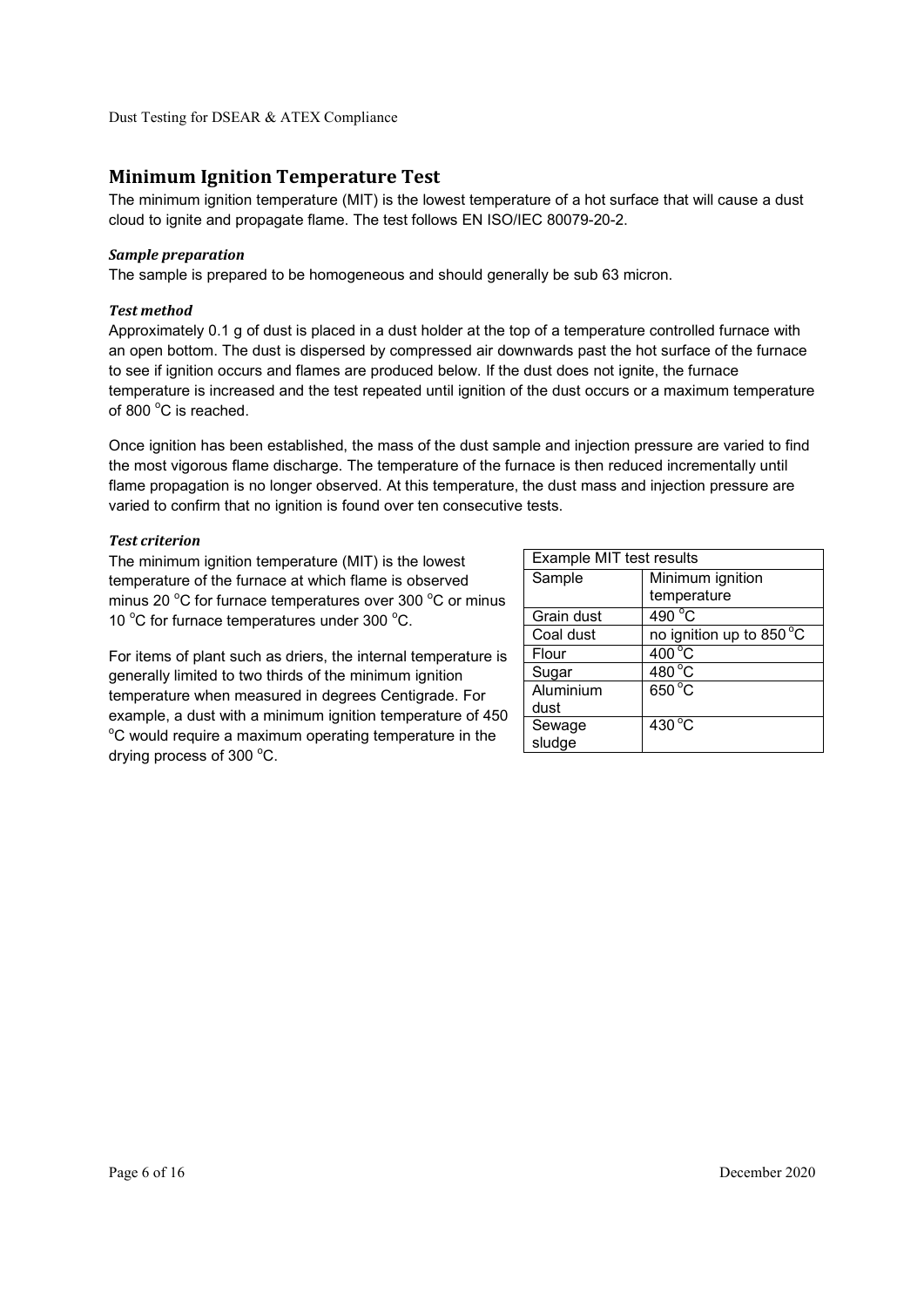## Minimum Ignition Temperature Test

The minimum ignition temperature (MIT) is the lowest temperature of a hot surface that will cause a dust cloud to ignite and propagate flame. The test follows EN ISO/IEC 80079-20-2.

### *Sample preparation*

The sample is prepared to be homogeneous and should generally be sub 63 micron.

### *Test method*

Approximately 0.1 g of dust is placed in a dust holder at the top of a temperature controlled furnace with an open bottom. The dust is dispersed by compressed air downwards past the hot surface of the furnace to see if ignition occurs and flames are produced below. If the dust does not ignite, the furnace temperature is increased and the test repeated until ignition of the dust occurs or a maximum temperature of 800 °C is reached.

Once ignition has been established, the mass of the dust sample and injection pressure are varied to find the most vigorous flame discharge. The temperature of the furnace is then reduced incrementally until flame propagation is no longer observed. At this temperature, the dust mass and injection pressure are varied to confirm that no ignition is found over ten consecutive tests.

### *Test criterion*

The minimum ignition temperature (MIT) is the lowest temperature of the furnace at which flame is observed minus 20 °C for furnace temperatures over 300 °C or minus 10 °C for furnace temperatures under 300 °C.

For items of plant such as driers, the internal temperature is generally limited to two thirds of the minimum ignition temperature when measured in degrees Centigrade. For example, a dust with a minimum ignition temperature of 450 °C would require a maximum operating temperature in the drying process of 300 °C.

| Example MIT test results | |
|---|---|
| Sample | Minimum ignition temperature |
| Grain dust | 490 °C |
| Coal dust | no ignition up to 850 °C |
| Flour | 400 °C |
| Sugar | 480 °C |
| Aluminium dust | 650 °C |
| Sewage sludge | 430 °C |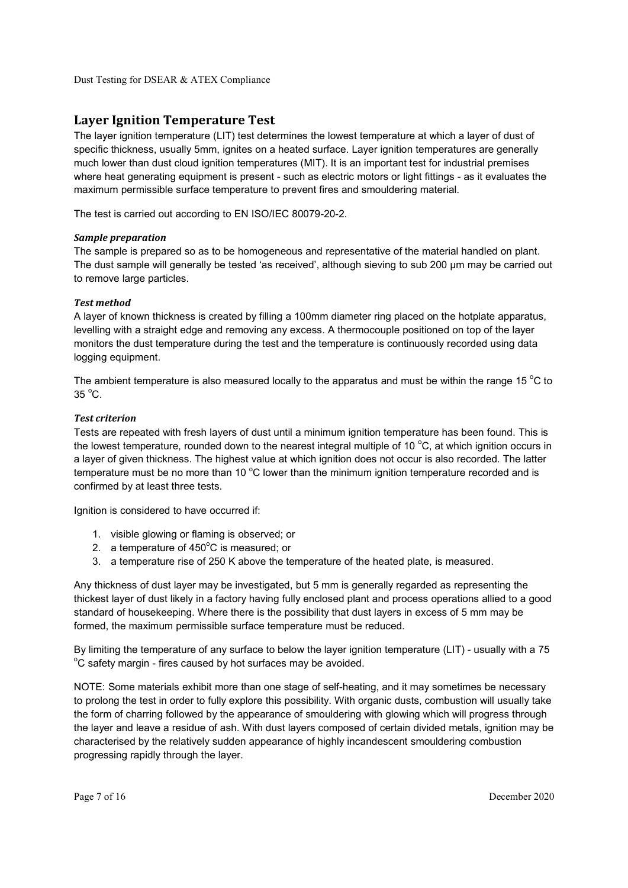## Layer Ignition Temperature Test

The layer ignition temperature (LIT) test determines the lowest temperature at which a layer of dust of specific thickness, usually 5mm, ignites on a heated surface. Layer ignition temperatures are generally much lower than dust cloud ignition temperatures (MIT). It is an important test for industrial premises where heat generating equipment is present - such as electric motors or light fittings - as it evaluates the maximum permissible surface temperature to prevent fires and smouldering material.

The test is carried out according to EN ISO/IEC 80079-20-2.

### *Sample preparation*

The sample is prepared so as to be homogeneous and representative of the material handled on plant. The dust sample will generally be tested 'as received', although sieving to sub 200 μm may be carried out to remove large particles.

### *Test method*

A layer of known thickness is created by filling a 100mm diameter ring placed on the hotplate apparatus, levelling with a straight edge and removing any excess. A thermocouple positioned on top of the layer monitors the dust temperature during the test and the temperature is continuously recorded using data logging equipment.

The ambient temperature is also measured locally to the apparatus and must be within the range 15 °C to 35 °C.

### *Test criterion*

Tests are repeated with fresh layers of dust until a minimum ignition temperature has been found. This is the lowest temperature, rounded down to the nearest integral multiple of 10 °C, at which ignition occurs in a layer of given thickness. The highest value at which ignition does not occur is also recorded. The latter temperature must be no more than 10 °C lower than the minimum ignition temperature recorded and is confirmed by at least three tests.

Ignition is considered to have occurred if:

1. visible glowing or flaming is observed; or
2. a temperature of 450°C is measured; or
3. a temperature rise of 250 K above the temperature of the heated plate, is measured.

Any thickness of dust layer may be investigated, but 5 mm is generally regarded as representing the thickest layer of dust likely in a factory having fully enclosed plant and process operations allied to a good standard of housekeeping. Where there is the possibility that dust layers in excess of 5 mm may be formed, the maximum permissible surface temperature must be reduced.

By limiting the temperature of any surface to below the layer ignition temperature (LIT) - usually with a 75 °C safety margin - fires caused by hot surfaces may be avoided.

NOTE: Some materials exhibit more than one stage of self-heating, and it may sometimes be necessary to prolong the test in order to fully explore this possibility. With organic dusts, combustion will usually take the form of charring followed by the appearance of smouldering with glowing which will progress through the layer and leave a residue of ash. With dust layers composed of certain divided metals, ignition may be characterised by the relatively sudden appearance of highly incandescent smouldering combustion progressing rapidly through the layer.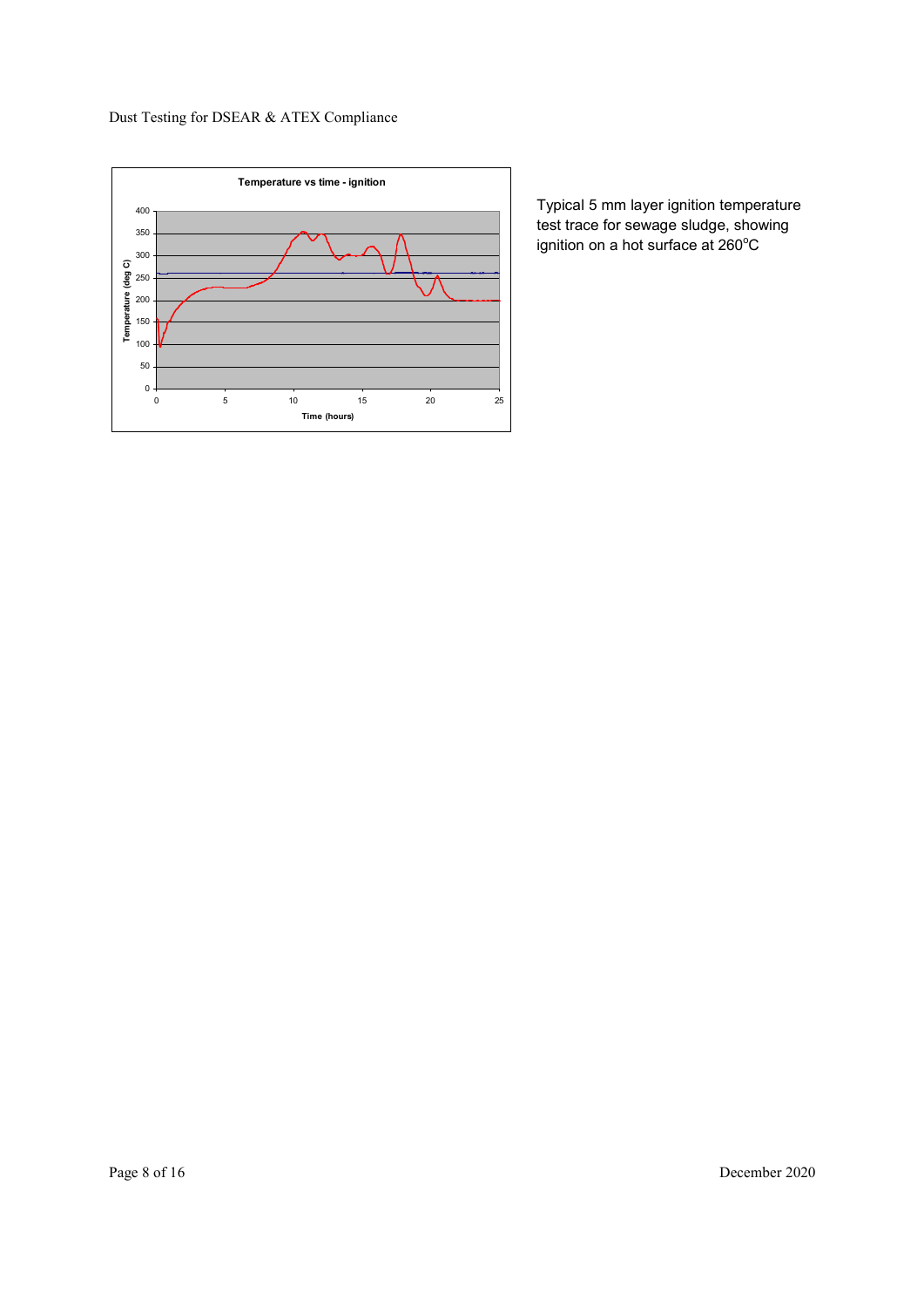Temperature vs time - ignition

Typical 5 mm layer ignition temperature test trace for sewage sludge, showing ignition on a hot surface at 260$^{o}$C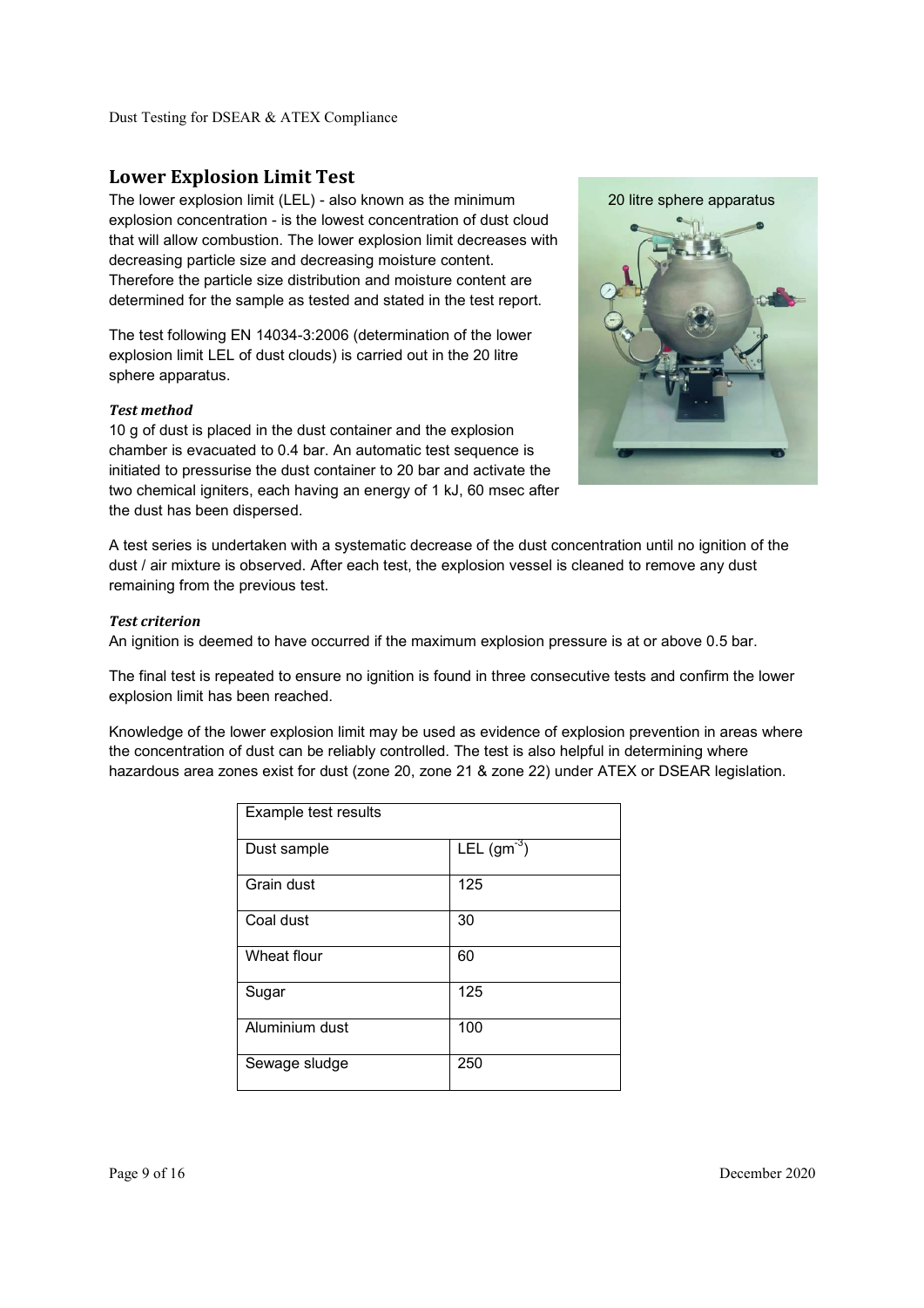## Lower Explosion Limit Test

The lower explosion limit (LEL) - also known as the minimum explosion concentration - is the lowest concentration of dust cloud that will allow combustion. The lower explosion limit decreases with decreasing particle size and decreasing moisture content. Therefore the particle size distribution and moisture content are determined for the sample as tested and stated in the test report.

The test following EN 14034-3:2006 (determination of the lower explosion limit LEL of dust clouds) is carried out in the 20 litre sphere apparatus.

20 litre sphere apparatus

### *Test method*

10 g of dust is placed in the dust container and the explosion chamber is evacuated to 0.4 bar. An automatic test sequence is initiated to pressurise the dust container to 20 bar and activate the two chemical igniters, each having an energy of 1 kJ, 60 msec after the dust has been dispersed.

A test series is undertaken with a systematic decrease of the dust concentration until no ignition of the dust / air mixture is observed. After each test, the explosion vessel is cleaned to remove any dust remaining from the previous test.

### *Test criterion*

An ignition is deemed to have occurred if the maximum explosion pressure is at or above 0.5 bar.

The final test is repeated to ensure no ignition is found in three consecutive tests and confirm the lower explosion limit has been reached.

Knowledge of the lower explosion limit may be used as evidence of explosion prevention in areas where the concentration of dust can be reliably controlled. The test is also helpful in determining where hazardous area zones exist for dust (zone 20, zone 21 & zone 22) under ATEX or DSEAR legislation.

| Example test results | |
|---|---|
| Dust sample | LEL ($gm^{-3}$) |
| Grain dust | 125 |
| Coal dust | 30 |
| Wheat flour | 60 |
| Sugar | 125 |
| Aluminium dust | 100 |
| Sewage sludge | 250 |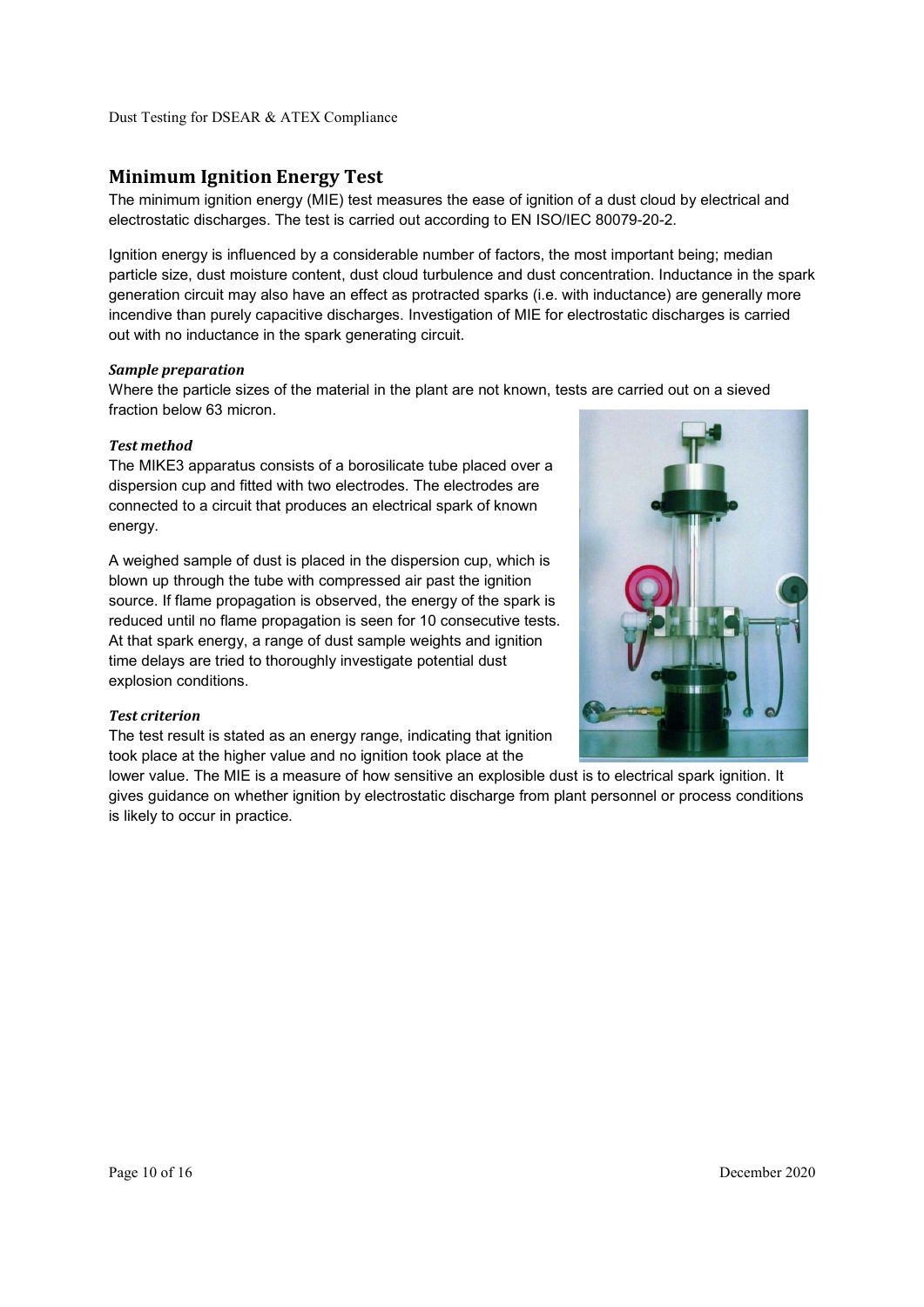## Minimum Ignition Energy Test

The minimum ignition energy (MIE) test measures the ease of ignition of a dust cloud by electrical and electrostatic discharges. The test is carried out according to EN ISO/IEC 80079-20-2.

Ignition energy is influenced by a considerable number of factors, the most important being; median particle size, dust moisture content, dust cloud turbulence and dust concentration. Inductance in the spark generation circuit may also have an effect as protracted sparks (i.e. with inductance) are generally more incendive than purely capacitive discharges. Investigation of MIE for electrostatic discharges is carried out with no inductance in the spark generating circuit.

### *Sample preparation*

Where the particle sizes of the material in the plant are not known, tests are carried out on a sieved fraction below 63 micron.

### *Test method*

The MIKE3 apparatus consists of a borosilicate tube placed over a dispersion cup and fitted with two electrodes. The electrodes are connected to a circuit that produces an electrical spark of known energy.

A weighed sample of dust is placed in the dispersion cup, which is blown up through the tube with compressed air past the ignition source. If flame propagation is observed, the energy of the spark is reduced until no flame propagation is seen for 10 consecutive tests. At that spark energy, a range of dust sample weights and ignition time delays are tried to thoroughly investigate potential dust explosion conditions.

### *Test criterion*

The test result is stated as an energy range, indicating that ignition took place at the higher value and no ignition took place at the lower value. The MIE is a measure of how sensitive an explosible dust is to electrical spark ignition. It gives guidance on whether ignition by electrostatic discharge from plant personnel or process conditions is likely to occur in practice.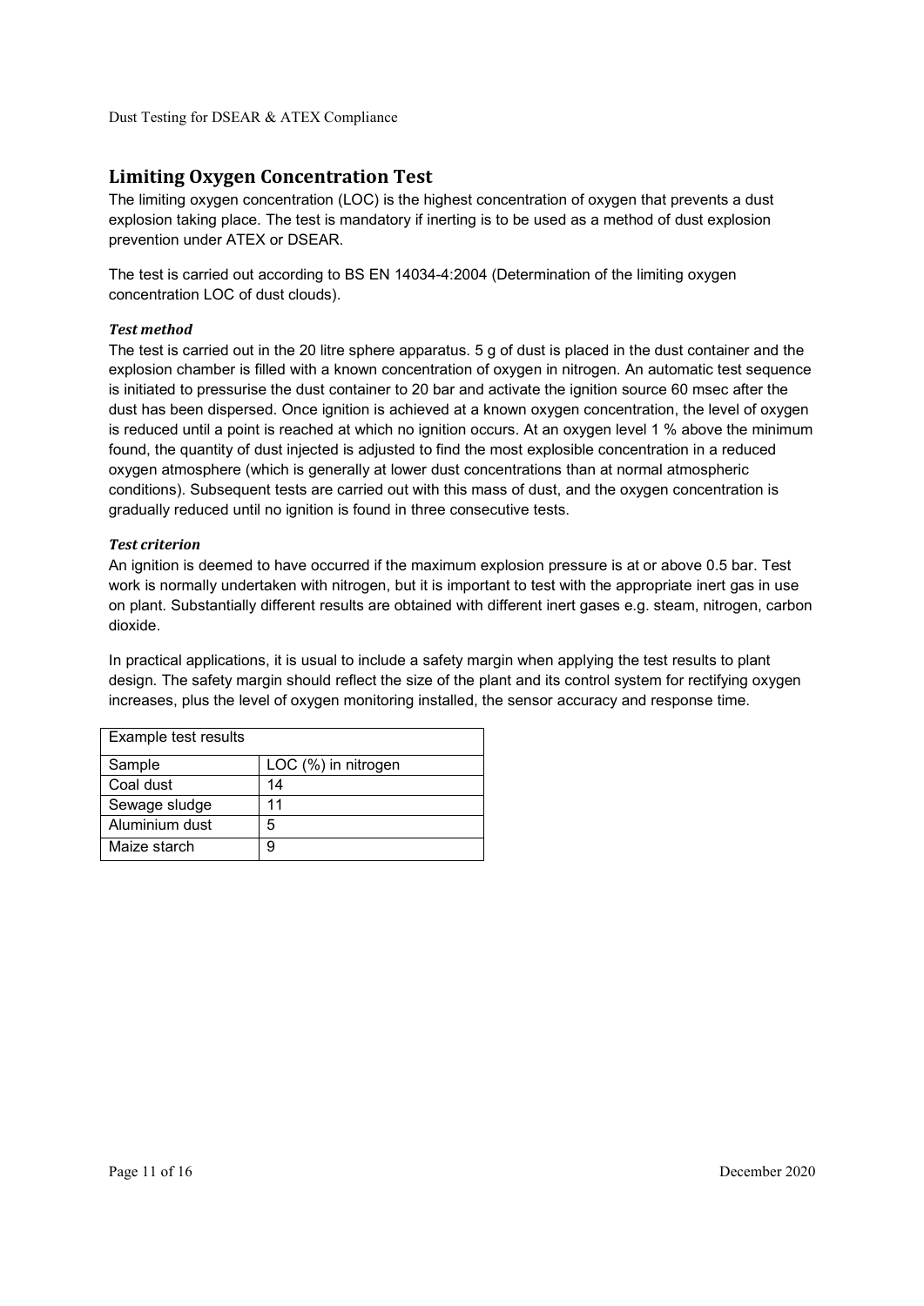## Limiting Oxygen Concentration Test

The limiting oxygen concentration (LOC) is the highest concentration of oxygen that prevents a dust explosion taking place. The test is mandatory if inerting is to be used as a method of dust explosion prevention under ATEX or DSEAR.

The test is carried out according to BS EN 14034-4:2004 (Determination of the limiting oxygen concentration LOC of dust clouds).

### *Test method*

The test is carried out in the 20 litre sphere apparatus. 5 g of dust is placed in the dust container and the explosion chamber is filled with a known concentration of oxygen in nitrogen. An automatic test sequence is initiated to pressurise the dust container to 20 bar and activate the ignition source 60 msec after the dust has been dispersed. Once ignition is achieved at a known oxygen concentration, the level of oxygen is reduced until a point is reached at which no ignition occurs. At an oxygen level 1 % above the minimum found, the quantity of dust injected is adjusted to find the most explosible concentration in a reduced oxygen atmosphere (which is generally at lower dust concentrations than at normal atmospheric conditions). Subsequent tests are carried out with this mass of dust, and the oxygen concentration is gradually reduced until no ignition is found in three consecutive tests.

### *Test criterion*

An ignition is deemed to have occurred if the maximum explosion pressure is at or above 0.5 bar. Test work is normally undertaken with nitrogen, but it is important to test with the appropriate inert gas in use on plant. Substantially different results are obtained with different inert gases e.g. steam, nitrogen, carbon dioxide.

In practical applications, it is usual to include a safety margin when applying the test results to plant design. The safety margin should reflect the size of the plant and its control system for rectifying oxygen increases, plus the level of oxygen monitoring installed, the sensor accuracy and response time.

| Example test results | |
|---|---|
| Sample | LOC (%) in nitrogen |
| Coal dust | 14 |
| Sewage sludge | 11 |
| Aluminium dust | 5 |
| Maize starch | 9 |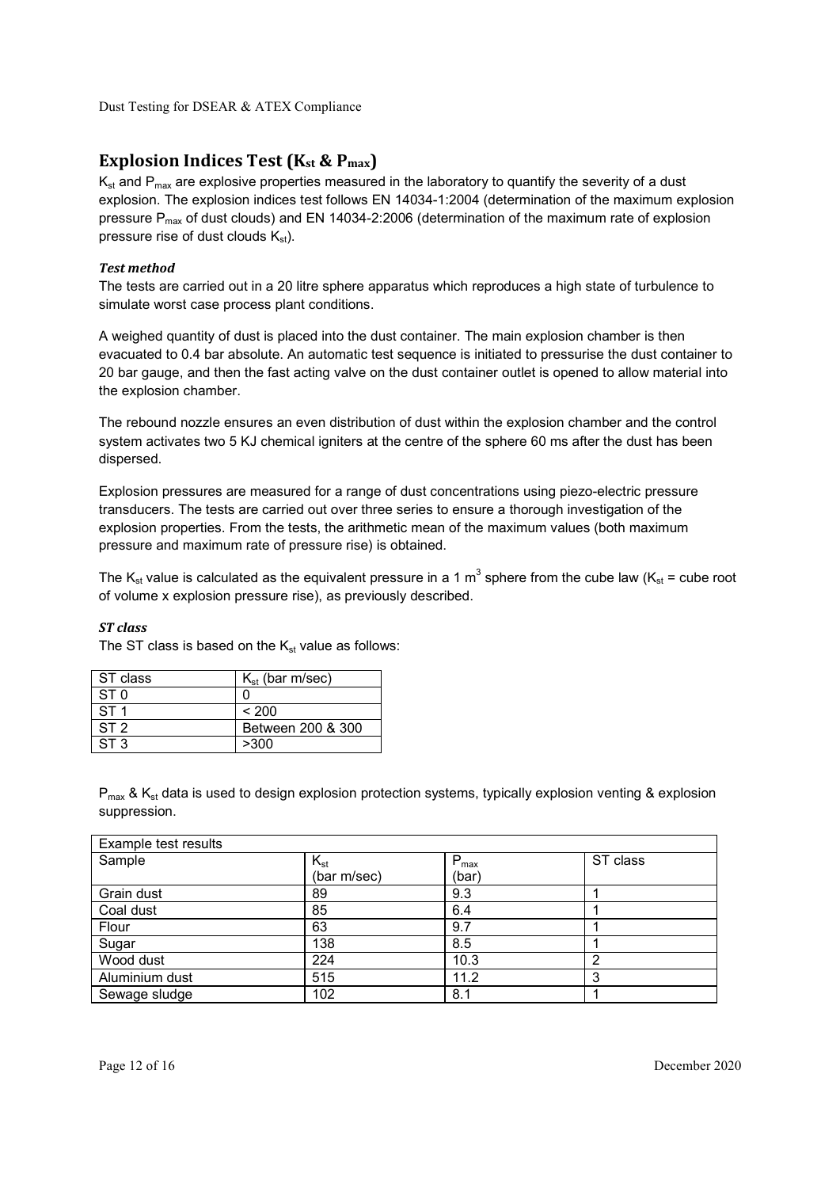## Explosion Indices Test ($K_{st}$ & $P_{max}$)

$K_{st}$ and $P_{max}$ are explosive properties measured in the laboratory to quantify the severity of a dust explosion. The explosion indices test follows EN 14034-1:2004 (determination of the maximum explosion pressure $P_{max}$ of dust clouds) and EN 14034-2:2006 (determination of the maximum rate of explosion pressure rise of dust clouds $K_{st}$).

### *Test method*

The tests are carried out in a 20 litre sphere apparatus which reproduces a high state of turbulence to simulate worst case process plant conditions.

A weighed quantity of dust is placed into the dust container. The main explosion chamber is then evacuated to 0.4 bar absolute. An automatic test sequence is initiated to pressurise the dust container to 20 bar gauge, and then the fast acting valve on the dust container outlet is opened to allow material into the explosion chamber.

The rebound nozzle ensures an even distribution of dust within the explosion chamber and the control system activates two 5 KJ chemical igniters at the centre of the sphere 60 ms after the dust has been dispersed.

Explosion pressures are measured for a range of dust concentrations using piezo-electric pressure transducers. The tests are carried out over three series to ensure a thorough investigation of the explosion properties. From the tests, the arithmetic mean of the maximum values (both maximum pressure and maximum rate of pressure rise) is obtained.

The $K_{st}$ value is calculated as the equivalent pressure in a 1 $m^3$ sphere from the cube law ($K_{st}$ = cube root of volume x explosion pressure rise), as previously described.

### *ST class*

The ST class is based on the $K_{st}$ value as follows:

| ST class | $K_{st}$ (bar m/sec) |
|---|---|
| ST 0 | 0 |
| ST 1 | < 200 |
| ST 2 | Between 200 & 300 |
| ST 3 | >300 |

$P_{max}$ & $K_{st}$ data is used to design explosion protection systems, typically explosion venting & explosion suppression.

| Example test results | | | |
|---|---|---|---|
| Sample | $K_{st}$ (bar m/sec) | $P_{max}$ (bar) | ST class |
| Grain dust | 89 | 9.3 | 1 |
| Coal dust | 85 | 6.4 | 1 |
| Flour | 63 | 9.7 | 1 |
| Sugar | 138 | 8.5 | 1 |
| Wood dust | 224 | 10.3 | 2 |
| Aluminium dust | 515 | 11.2 | 3 |
| Sewage sludge | 102 | 8.1 | 1 |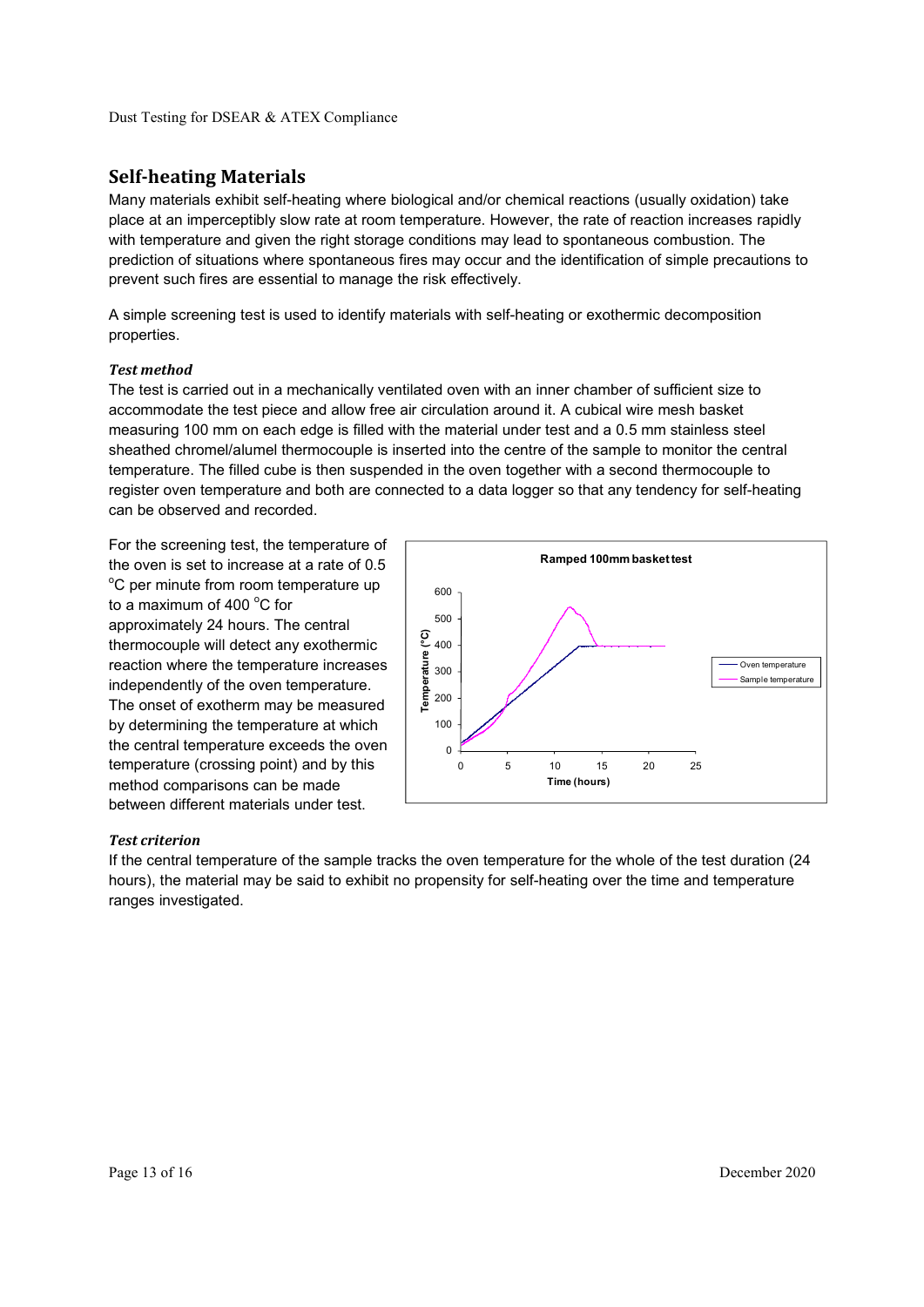## Self-heating Materials

Many materials exhibit self-heating where biological and/or chemical reactions (usually oxidation) take place at an imperceptibly slow rate at room temperature. However, the rate of reaction increases rapidly with temperature and given the right storage conditions may lead to spontaneous combustion. The prediction of situations where spontaneous fires may occur and the identification of simple precautions to prevent such fires are essential to manage the risk effectively.

A simple screening test is used to identify materials with self-heating or exothermic decomposition properties.

### *Test method*

The test is carried out in a mechanically ventilated oven with an inner chamber of sufficient size to accommodate the test piece and allow free air circulation around it. A cubical wire mesh basket measuring 100 mm on each edge is filled with the material under test and a 0.5 mm stainless steel sheathed chromel/alumel thermocouple is inserted into the centre of the sample to monitor the central temperature. The filled cube is then suspended in the oven together with a second thermocouple to register oven temperature and both are connected to a data logger so that any tendency for self-heating can be observed and recorded.

For the screening test, the temperature of the oven is set to increase at a rate of 0.5 $^{o}$C per minute from room temperature up to a maximum of 400 $^{o}$C for approximately 24 hours. The central thermocouple will detect any exothermic reaction where the temperature increases independently of the oven temperature. The onset of exotherm may be measured by determining the temperature at which the central temperature exceeds the oven temperature (crossing point) and by this method comparisons can be made between different materials under test.

### *Test criterion*

If the central temperature of the sample tracks the oven temperature for the whole of the test duration (24 hours), the material may be said to exhibit no propensity for self-heating over the time and temperature ranges investigated.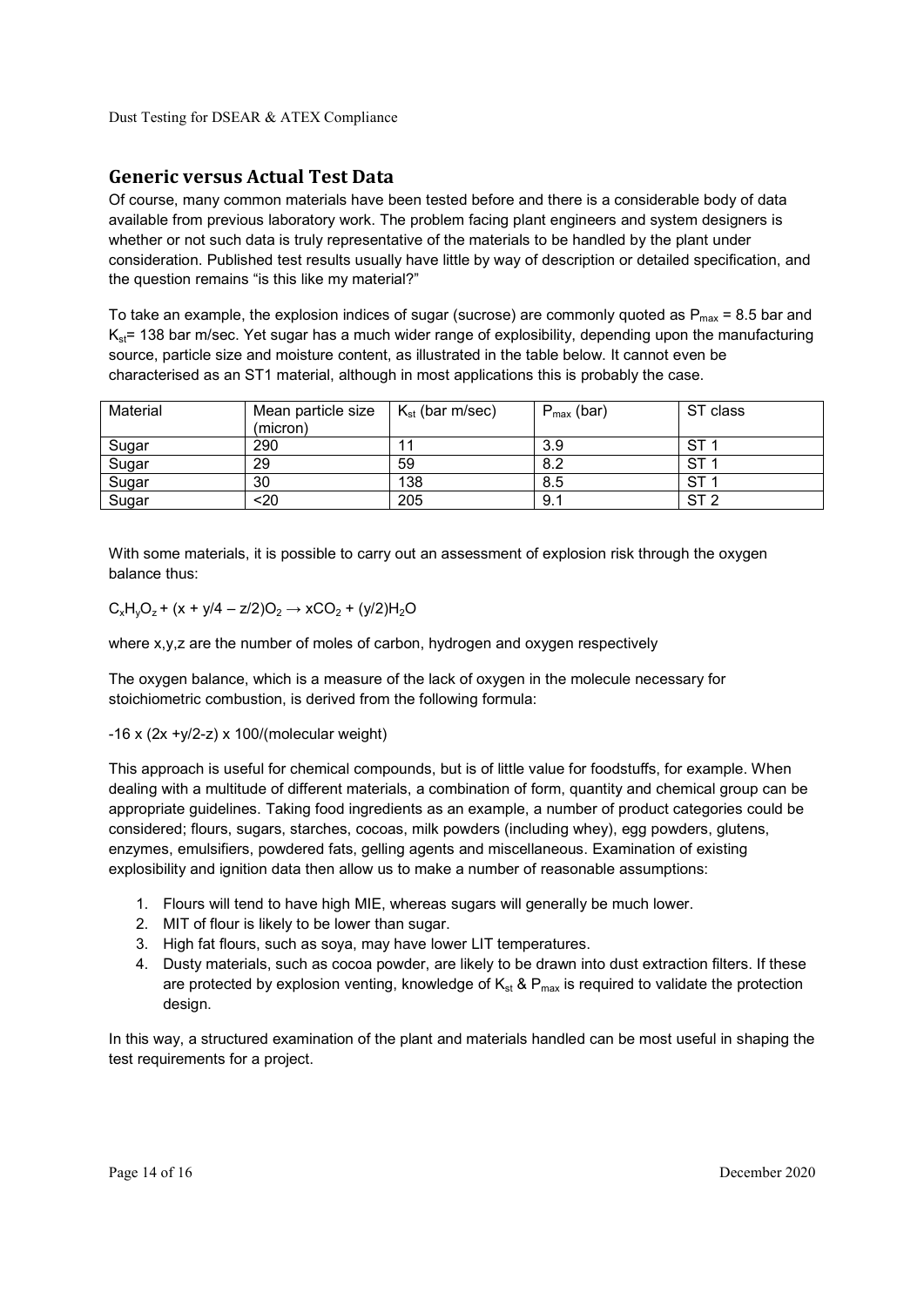## Generic versus Actual Test Data

Of course, many common materials have been tested before and there is a considerable body of data available from previous laboratory work. The problem facing plant engineers and system designers is whether or not such data is truly representative of the materials to be handled by the plant under consideration. Published test results usually have little by way of description or detailed specification, and the question remains "is this like my material?"

To take an example, the explosion indices of sugar (sucrose) are commonly quoted as $P_{max}$ = 8.5 bar and $K_{st}$= 138 bar m/sec. Yet sugar has a much wider range of explosibility, depending upon the manufacturing source, particle size and moisture content, as illustrated in the table below. It cannot even be characterised as an ST1 material, although in most applications this is probably the case.

| Material | Mean particle size (micron) | $K_{st}$ (bar m/sec) | $P_{max}$ (bar) | ST class |
|---|---|---|---|---|
| Sugar | 290 | 11 | 3.9 | ST 1 |
| Sugar | 29 | 59 | 8.2 | ST 1 |
| Sugar | 30 | 138 | 8.5 | ST 1 |
| Sugar | <20 | 205 | 9.1 | ST 2 |

With some materials, it is possible to carry out an assessment of explosion risk through the oxygen balance thus:

$$C_xH_yO_z + (x + y/4 - z/2)O_2 \rightarrow xCO_2 + (y/2)H_2O$$

where x,y,z are the number of moles of carbon, hydrogen and oxygen respectively

The oxygen balance, which is a measure of the lack of oxygen in the molecule necessary for stoichiometric combustion, is derived from the following formula:

$$-16 \times (2x + y/2 - z) \times 100/(\text{molecular weight})$$

This approach is useful for chemical compounds, but is of little value for foodstuffs, for example. When dealing with a multitude of different materials, a combination of form, quantity and chemical group can be appropriate guidelines. Taking food ingredients as an example, a number of product categories could be considered; flours, sugars, starches, cocoas, milk powders (including whey), egg powders, glutens, enzymes, emulsifiers, powdered fats, gelling agents and miscellaneous. Examination of existing explosibility and ignition data then allow us to make a number of reasonable assumptions:

1. Flours will tend to have high MIE, whereas sugars will generally be much lower.
2. MIT of flour is likely to be lower than sugar.
3. High fat flours, such as soya, may have lower LIT temperatures.
4. Dusty materials, such as cocoa powder, are likely to be drawn into dust extraction filters. If these are protected by explosion venting, knowledge of $K_{st}$ & $P_{max}$ is required to validate the protection design.

In this way, a structured examination of the plant and materials handled can be most useful in shaping the test requirements for a project.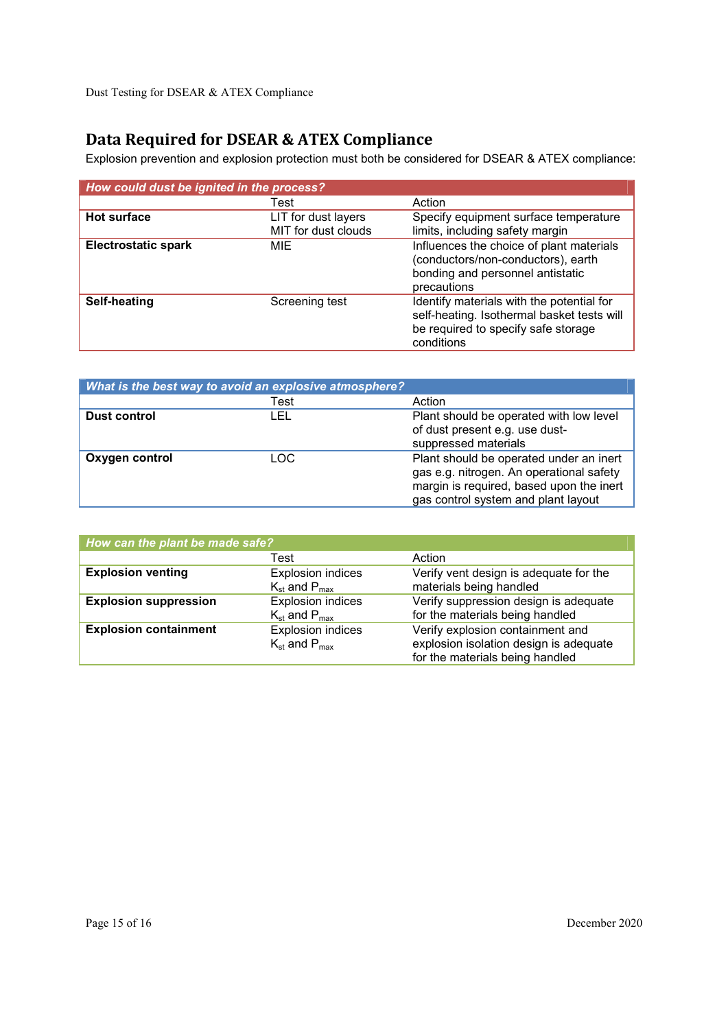## Data Required for DSEAR & ATEX Compliance

Explosion prevention and explosion protection must both be considered for DSEAR & ATEX compliance:

| *How could dust be ignited in the process?* | | |
|---|---|---|
| | Test | Action |
| **Hot surface** | LIT for dust layers<br>MIT for dust clouds | Specify equipment surface temperature limits, including safety margin |
| **Electrostatic spark** | MIE | Influences the choice of plant materials (conductors/non-conductors), earth bonding and personnel antistatic precautions |
| **Self-heating** | Screening test | Identify materials with the potential for self-heating. Isothermal basket tests will be required to specify safe storage conditions |

| *What is the best way to avoid an explosive atmosphere?* | | |
|---|---|---|
| | Test | Action |
| **Dust control** | LEL | Plant should be operated with low level of dust present e.g. use dust-suppressed materials |
| **Oxygen control** | LOC | Plant should be operated under an inert gas e.g. nitrogen. An operational safety margin is required, based upon the inert gas control system and plant layout |

| *How can the plant be made safe?* | | |
|---|---|---|
| | Test | Action |
| **Explosion venting** | Explosion indices<br>$K_{st}$ and $P_{max}$ | Verify vent design is adequate for the materials being handled |
| **Explosion suppression** | Explosion indices<br>$K_{st}$ and $P_{max}$ | Verify suppression design is adequate for the materials being handled |
| **Explosion containment** | Explosion indices<br>$K_{st}$ and $P_{max}$ | Verify explosion containment and explosion isolation design is adequate for the materials being handled |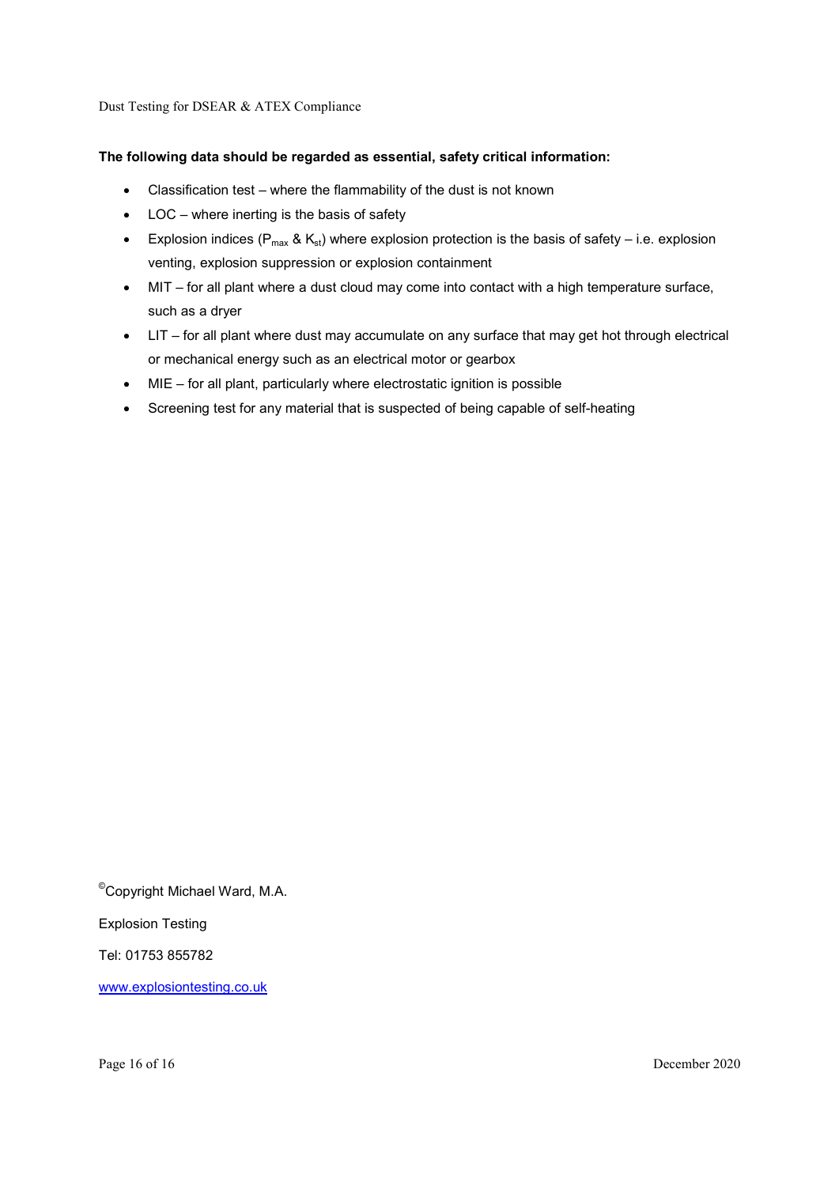**The following data should be regarded as essential, safety critical information:**

- Classification test – where the flammability of the dust is not known
- LOC – where inerting is the basis of safety
- Explosion indices ($P_{max}$ & $K_{st}$) where explosion protection is the basis of safety – i.e. explosion venting, explosion suppression or explosion containment
- MIT – for all plant where a dust cloud may come into contact with a high temperature surface, such as a dryer
- LIT – for all plant where dust may accumulate on any surface that may get hot through electrical or mechanical energy such as an electrical motor or gearbox
- MIE – for all plant, particularly where electrostatic ignition is possible
- Screening test for any material that is suspected of being capable of self-heating

©Copyright Michael Ward, M.A.

Explosion Testing

Tel: 01753 855782

www.explosiontesting.co.uk